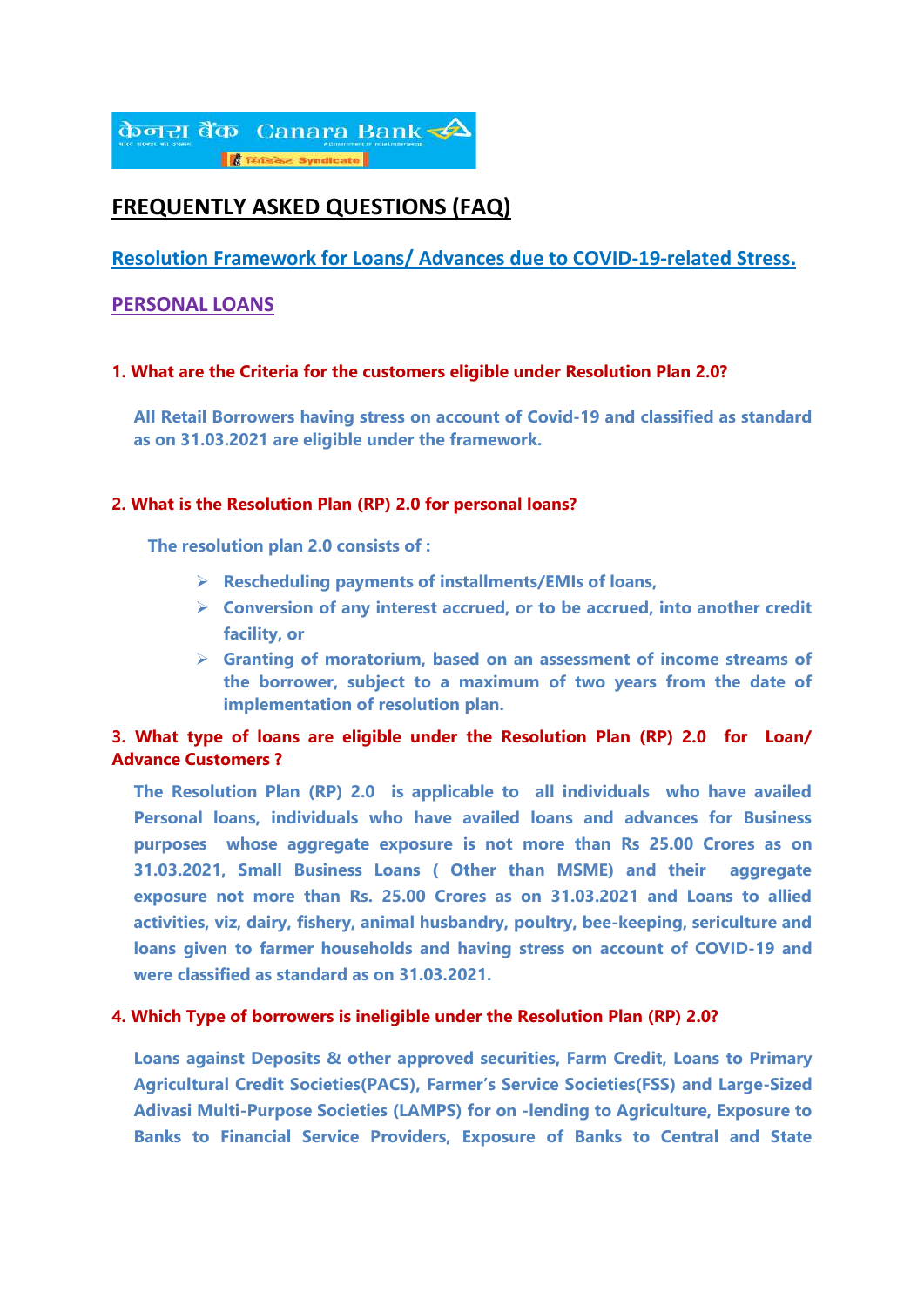# FREQUENTLY ASKED QUESTIONS (FAQ)

## Resolution Framework for Loans/ Advances due to COVID-19-related Stress.

## PERSONAL LOANS

**1. What are the Criteria for the customers eligible under Resolution Plan 2.0?**

**All Retail Borrowers having stress on account of Covid-19 and classified as standard as on 31.03.2021 are eligible under the framework.**

**2. What is the Resolution Plan (RP) 2.0 for personal loans?**

**The resolution plan 2.0 consists of :**

- **Rescheduling payments of installments/EMIs of loans,**
- **Conversion of any interest accrued, or to be accrued, into another credit facility, or**
- **Granting of moratorium, based on an assessment of income streams of the borrower, subject to a maximum of two years from the date of implementation of resolution plan.**

**3. What type of loans are eligible under the Resolution Plan (RP) 2.0 for Loan/ Advance Customers ?**

**The Resolution Plan (RP) 2.0 is applicable to all individuals who have availed Personal loans, individuals who have availed loans and advances for Business purposes whose aggregate exposure is not more than Rs 25.00 Crores as on 31.03.2021, Small Business Loans ( Other than MSME) and their aggregate exposure not more than Rs. 25.00 Crores as on 31.03.2021 and Loans to allied activities, viz, dairy, fishery, animal husbandry, poultry, bee-keeping, sericulture and loans given to farmer households and having stress on account of COVID-19 and were classified as standard as on 31.03.2021.**

**4. Which Type of borrowers is ineligible under the Resolution Plan (RP) 2.0?**

**Loans against Deposits & other approved securities, Farm Credit, Loans to Primary Agricultural Credit Societies(PACS), Farmer's Service Societies(FSS) and Large-Sized Adivasi Multi-Purpose Societies (LAMPS) for on -lending to Agriculture, Exposure to Banks to Financial Service Providers, Exposure of Banks to Central and State**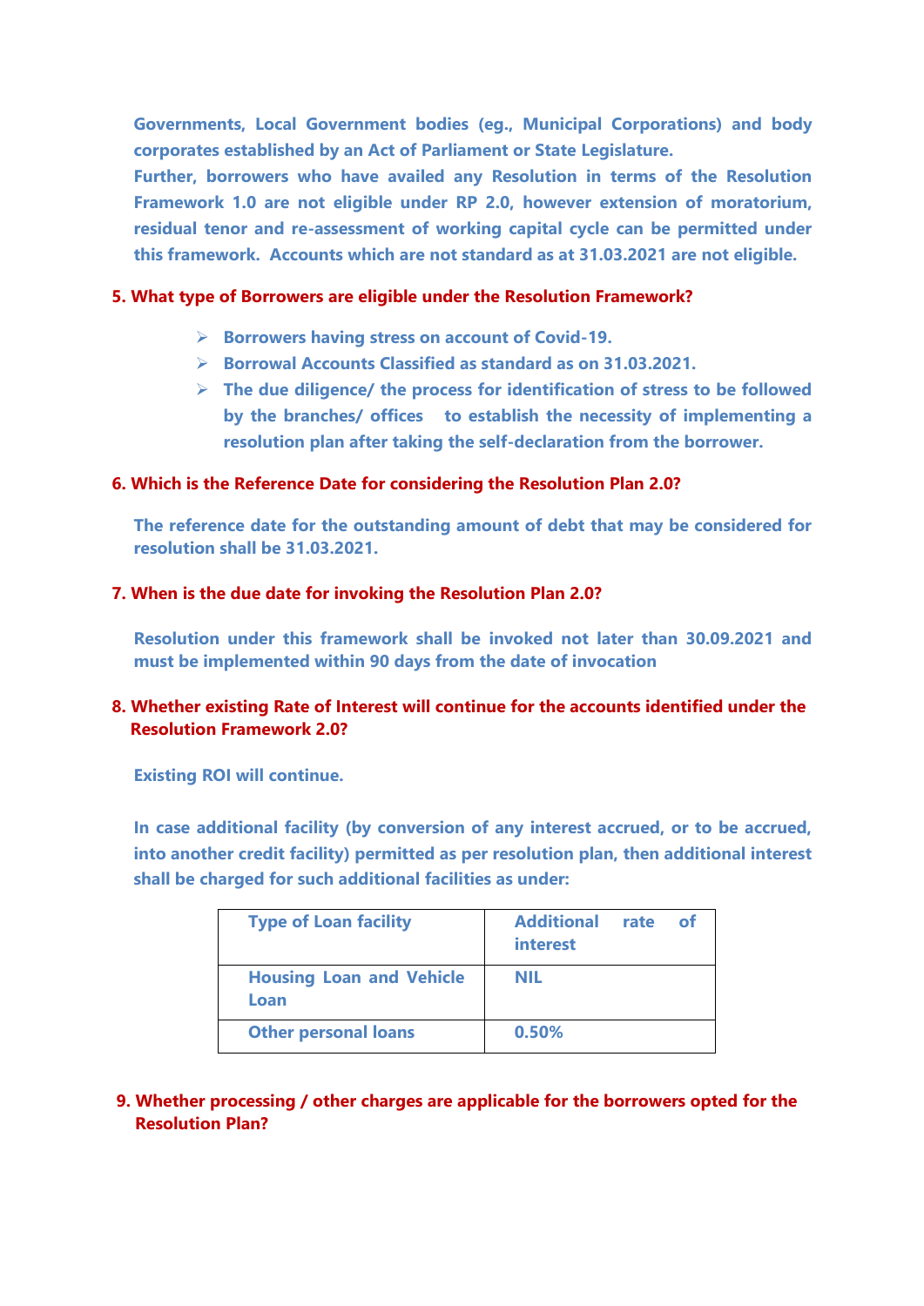**Governments, Local Government bodies (eg., Municipal Corporations) and body corporates established by an Act of Parliament or State Legislature.**

**Further, borrowers who have availed any Resolution in terms of the Resolution Framework 1.0 are not eligible under RP 2.0, however extension of moratorium, residual tenor and re-assessment of working capital cycle can be permitted under this framework. Accounts which are not standard as at 31.03.2021 are not eligible.**

**5. What type of Borrowers are eligible under the Resolution Framework?**

- **Borrowers having stress on account of Covid-19.**
- **Borrowal Accounts Classified as standard as on 31.03.2021.**
- **The due diligence/ the process for identification of stress to be followed by the branches/ offices to establish the necessity of implementing a resolution plan after taking the self-declaration from the borrower.**

**6. Which is the Reference Date for considering the Resolution Plan 2.0?**

**The reference date for the outstanding amount of debt that may be considered for resolution shall be 31.03.2021.**

**7. When is the due date for invoking the Resolution Plan 2.0?**

**Resolution under this framework shall be invoked not later than 30.09.2021 and must be implemented within 90 days from the date of invocation**

**8. Whether existing Rate of Interest will continue for the accounts identified under the Resolution Framework 2.0?**

**Existing ROI will continue.**

**In case additional facility (by conversion of any interest accrued, or to be accrued, into another credit facility) permitted as per resolution plan, then additional interest shall be charged for such additional facilities as under:**

| Type of Loan facility | Additional rate of interest |
|---|---|
| Housing Loan and Vehicle Loan | NIL |
| Other personal loans | 0.50% |

**9. Whether processing / other charges are applicable for the borrowers opted for the Resolution Plan?**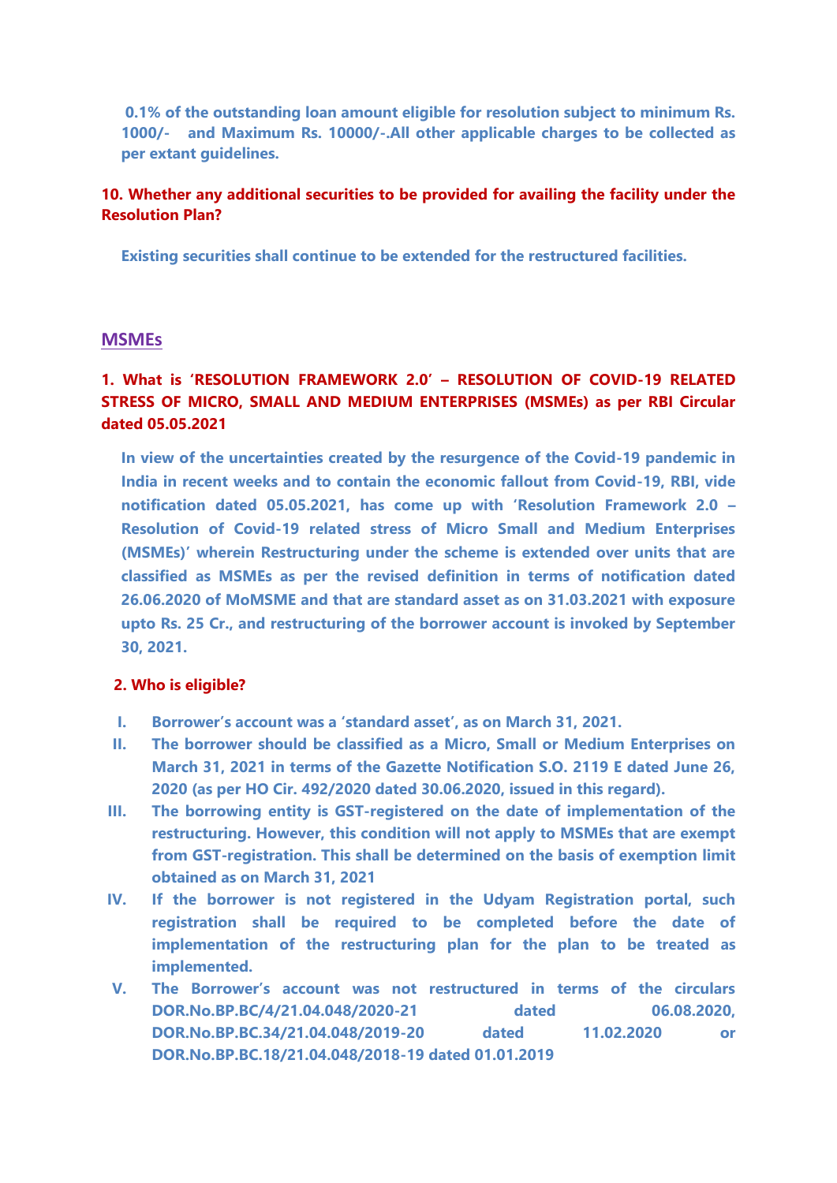**0.1% of the outstanding loan amount eligible for resolution subject to minimum Rs. 1000/- and Maximum Rs. 10000/-.All other applicable charges to be collected as per extant guidelines.**

**10. Whether any additional securities to be provided for availing the facility under the Resolution Plan?**

**Existing securities shall continue to be extended for the restructured facilities.**

## MSMEs

**1. What is 'RESOLUTION FRAMEWORK 2.0' – RESOLUTION OF COVID-19 RELATED STRESS OF MICRO, SMALL AND MEDIUM ENTERPRISES (MSMEs) as per RBI Circular dated 05.05.2021**

**In view of the uncertainties created by the resurgence of the Covid-19 pandemic in India in recent weeks and to contain the economic fallout from Covid-19, RBI, vide notification dated 05.05.2021, has come up with 'Resolution Framework 2.0 – Resolution of Covid-19 related stress of Micro Small and Medium Enterprises (MSMEs)' wherein Restructuring under the scheme is extended over units that are classified as MSMEs as per the revised definition in terms of notification dated 26.06.2020 of MoMSME and that are standard asset as on 31.03.2021 with exposure upto Rs. 25 Cr., and restructuring of the borrower account is invoked by September 30, 2021.**

**2. Who is eligible?**

I. **Borrower's account was a 'standard asset', as on March 31, 2021.**
II. **The borrower should be classified as a Micro, Small or Medium Enterprises on March 31, 2021 in terms of the Gazette Notification S.O. 2119 E dated June 26, 2020 (as per HO Cir. 492/2020 dated 30.06.2020, issued in this regard).**
III. **The borrowing entity is GST-registered on the date of implementation of the restructuring. However, this condition will not apply to MSMEs that are exempt from GST-registration. This shall be determined on the basis of exemption limit obtained as on March 31, 2021**
IV. **If the borrower is not registered in the Udyam Registration portal, such registration shall be required to be completed before the date of implementation of the restructuring plan for the plan to be treated as implemented.**
V. **The Borrower's account was not restructured in terms of the circulars DOR.No.BP.BC/4/21.04.048/2020-21 dated 06.08.2020, DOR.No.BP.BC.34/21.04.048/2019-20 dated 11.02.2020 or DOR.No.BP.BC.18/21.04.048/2018-19 dated 01.01.2019**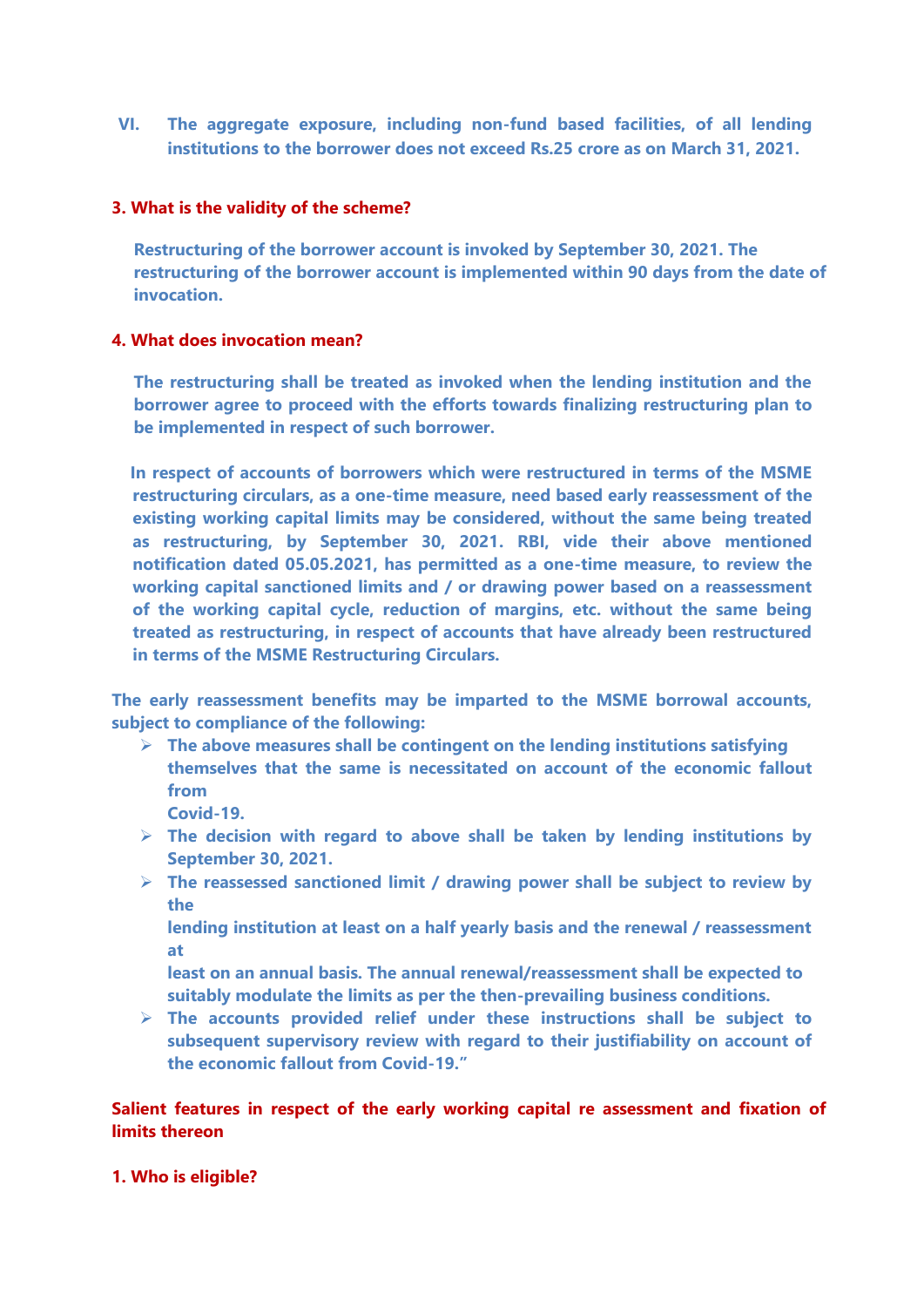VI. **The aggregate exposure, including non-fund based facilities, of all lending institutions to the borrower does not exceed Rs.25 crore as on March 31, 2021.**

### 3. What is the validity of the scheme?

**Restructuring of the borrower account is invoked by September 30, 2021. The restructuring of the borrower account is implemented within 90 days from the date of invocation.**

### 4. What does invocation mean?

**The restructuring shall be treated as invoked when the lending institution and the borrower agree to proceed with the efforts towards finalizing restructuring plan to be implemented in respect of such borrower.**

**In respect of accounts of borrowers which were restructured in terms of the MSME restructuring circulars, as a one-time measure, need based early reassessment of the existing working capital limits may be considered, without the same being treated as restructuring, by September 30, 2021. RBI, vide their above mentioned notification dated 05.05.2021, has permitted as a one-time measure, to review the working capital sanctioned limits and / or drawing power based on a reassessment of the working capital cycle, reduction of margins, etc. without the same being treated as restructuring, in respect of accounts that have already been restructured in terms of the MSME Restructuring Circulars.**

**The early reassessment benefits may be imparted to the MSME borrowal accounts, subject to compliance of the following:**

- **The above measures shall be contingent on the lending institutions satisfying themselves that the same is necessitated on account of the economic fallout from Covid-19.**
- **The decision with regard to above shall be taken by lending institutions by September 30, 2021.**
- **The reassessed sanctioned limit / drawing power shall be subject to review by the lending institution at least on a half yearly basis and the renewal / reassessment at least on an annual basis. The annual renewal/reassessment shall be expected to suitably modulate the limits as per the then-prevailing business conditions.**
- **The accounts provided relief under these instructions shall be subject to subsequent supervisory review with regard to their justifiability on account of the economic fallout from Covid-19."**

## Salient features in respect of the early working capital re assessment and fixation of limits thereon

### 1. Who is eligible?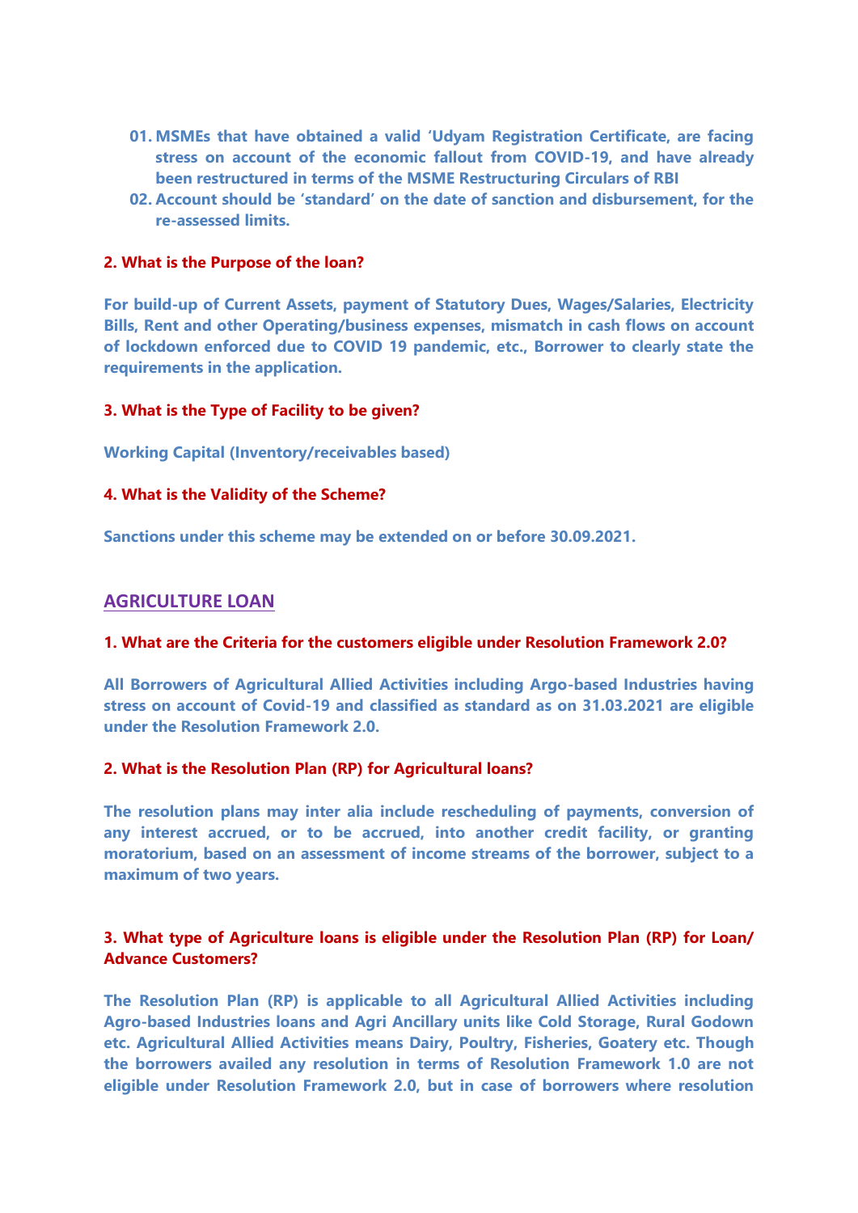01. **MSMEs that have obtained a valid 'Udyam Registration Certificate, are facing stress on account of the economic fallout from COVID-19, and have already been restructured in terms of the MSME Restructuring Circulars of RBI**
02. **Account should be 'standard' on the date of sanction and disbursement, for the re-assessed limits.**

**2. What is the Purpose of the loan?**

**For build-up of Current Assets, payment of Statutory Dues, Wages/Salaries, Electricity Bills, Rent and other Operating/business expenses, mismatch in cash flows on account of lockdown enforced due to COVID 19 pandemic, etc., Borrower to clearly state the requirements in the application.**

**3. What is the Type of Facility to be given?**

**Working Capital (Inventory/receivables based)**

**4. What is the Validity of the Scheme?**

**Sanctions under this scheme may be extended on or before 30.09.2021.**

## AGRICULTURE LOAN

**1. What are the Criteria for the customers eligible under Resolution Framework 2.0?**

**All Borrowers of Agricultural Allied Activities including Argo-based Industries having stress on account of Covid-19 and classified as standard as on 31.03.2021 are eligible under the Resolution Framework 2.0.**

**2. What is the Resolution Plan (RP) for Agricultural loans?**

**The resolution plans may inter alia include rescheduling of payments, conversion of any interest accrued, or to be accrued, into another credit facility, or granting moratorium, based on an assessment of income streams of the borrower, subject to a maximum of two years.**

**3. What type of Agriculture loans is eligible under the Resolution Plan (RP) for Loan/ Advance Customers?**

**The Resolution Plan (RP) is applicable to all Agricultural Allied Activities including Agro-based Industries loans and Agri Ancillary units like Cold Storage, Rural Godown etc. Agricultural Allied Activities means Dairy, Poultry, Fisheries, Goatery etc. Though the borrowers availed any resolution in terms of Resolution Framework 1.0 are not eligible under Resolution Framework 2.0, but in case of borrowers where resolution**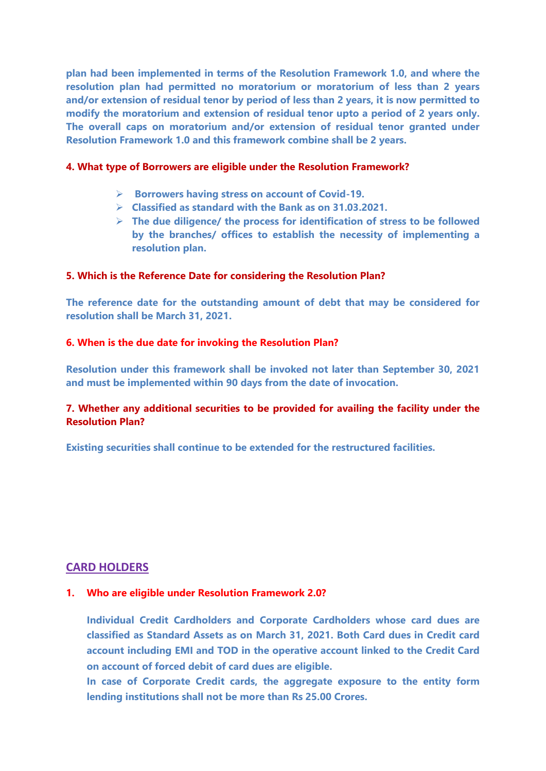**plan had been implemented in terms of the Resolution Framework 1.0, and where the resolution plan had permitted no moratorium or moratorium of less than 2 years and/or extension of residual tenor by period of less than 2 years, it is now permitted to modify the moratorium and extension of residual tenor upto a period of 2 years only. The overall caps on moratorium and/or extension of residual tenor granted under Resolution Framework 1.0 and this framework combine shall be 2 years.**

**4. What type of Borrowers are eligible under the Resolution Framework?**

- **Borrowers having stress on account of Covid-19.**
- **Classified as standard with the Bank as on 31.03.2021.**
- **The due diligence/ the process for identification of stress to be followed by the branches/ offices to establish the necessity of implementing a resolution plan.**

**5. Which is the Reference Date for considering the Resolution Plan?**

**The reference date for the outstanding amount of debt that may be considered for resolution shall be March 31, 2021.**

**6. When is the due date for invoking the Resolution Plan?**

**Resolution under this framework shall be invoked not later than September 30, 2021 and must be implemented within 90 days from the date of invocation.**

**7. Whether any additional securities to be provided for availing the facility under the Resolution Plan?**

**Existing securities shall continue to be extended for the restructured facilities.**

## CARD HOLDERS

**1. Who are eligible under Resolution Framework 2.0?**

**Individual Credit Cardholders and Corporate Cardholders whose card dues are classified as Standard Assets as on March 31, 2021. Both Card dues in Credit card account including EMI and TOD in the operative account linked to the Credit Card on account of forced debit of card dues are eligible.**

**In case of Corporate Credit cards, the aggregate exposure to the entity form lending institutions shall not be more than Rs 25.00 Crores.**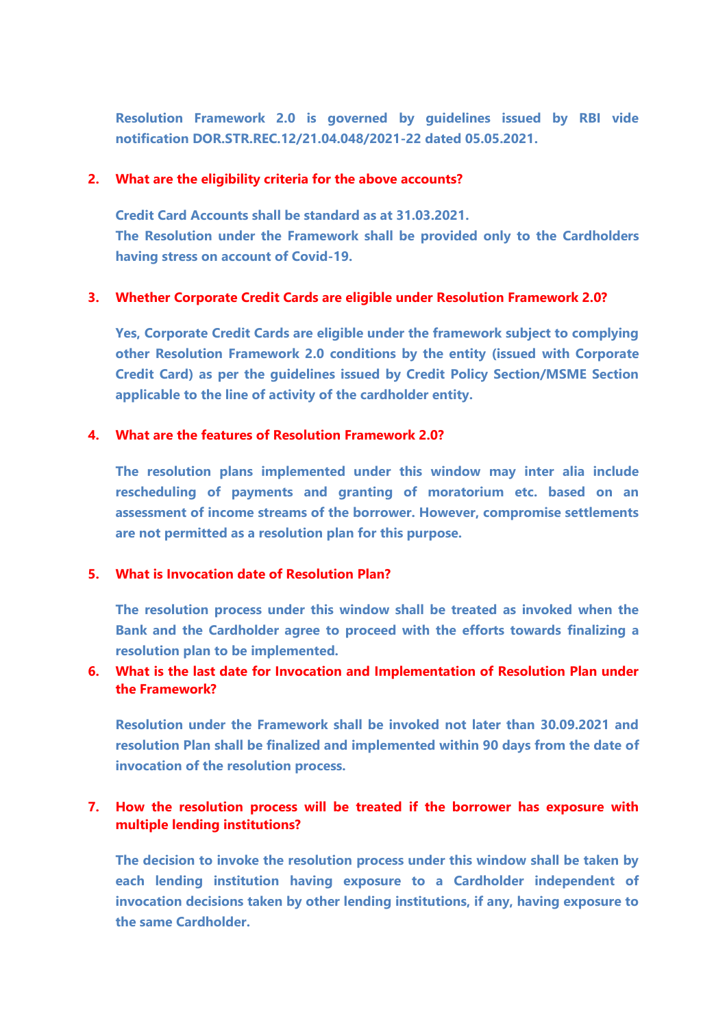**Resolution Framework 2.0 is governed by guidelines issued by RBI vide notification DOR.STR.REC.12/21.04.048/2021-22 dated 05.05.2021.**

2. **What are the eligibility criteria for the above accounts?**

   **Credit Card Accounts shall be standard as at 31.03.2021.**
   **The Resolution under the Framework shall be provided only to the Cardholders having stress on account of Covid-19.**

3. **Whether Corporate Credit Cards are eligible under Resolution Framework 2.0?**

   **Yes, Corporate Credit Cards are eligible under the framework subject to complying other Resolution Framework 2.0 conditions by the entity (issued with Corporate Credit Card) as per the guidelines issued by Credit Policy Section/MSME Section applicable to the line of activity of the cardholder entity.**

4. **What are the features of Resolution Framework 2.0?**

   **The resolution plans implemented under this window may inter alia include rescheduling of payments and granting of moratorium etc. based on an assessment of income streams of the borrower. However, compromise settlements are not permitted as a resolution plan for this purpose.**

5. **What is Invocation date of Resolution Plan?**

   **The resolution process under this window shall be treated as invoked when the Bank and the Cardholder agree to proceed with the efforts towards finalizing a resolution plan to be implemented.**

6. **What is the last date for Invocation and Implementation of Resolution Plan under the Framework?**

   **Resolution under the Framework shall be invoked not later than 30.09.2021 and resolution Plan shall be finalized and implemented within 90 days from the date of invocation of the resolution process.**

7. **How the resolution process will be treated if the borrower has exposure with multiple lending institutions?**

   **The decision to invoke the resolution process under this window shall be taken by each lending institution having exposure to a Cardholder independent of invocation decisions taken by other lending institutions, if any, having exposure to the same Cardholder.**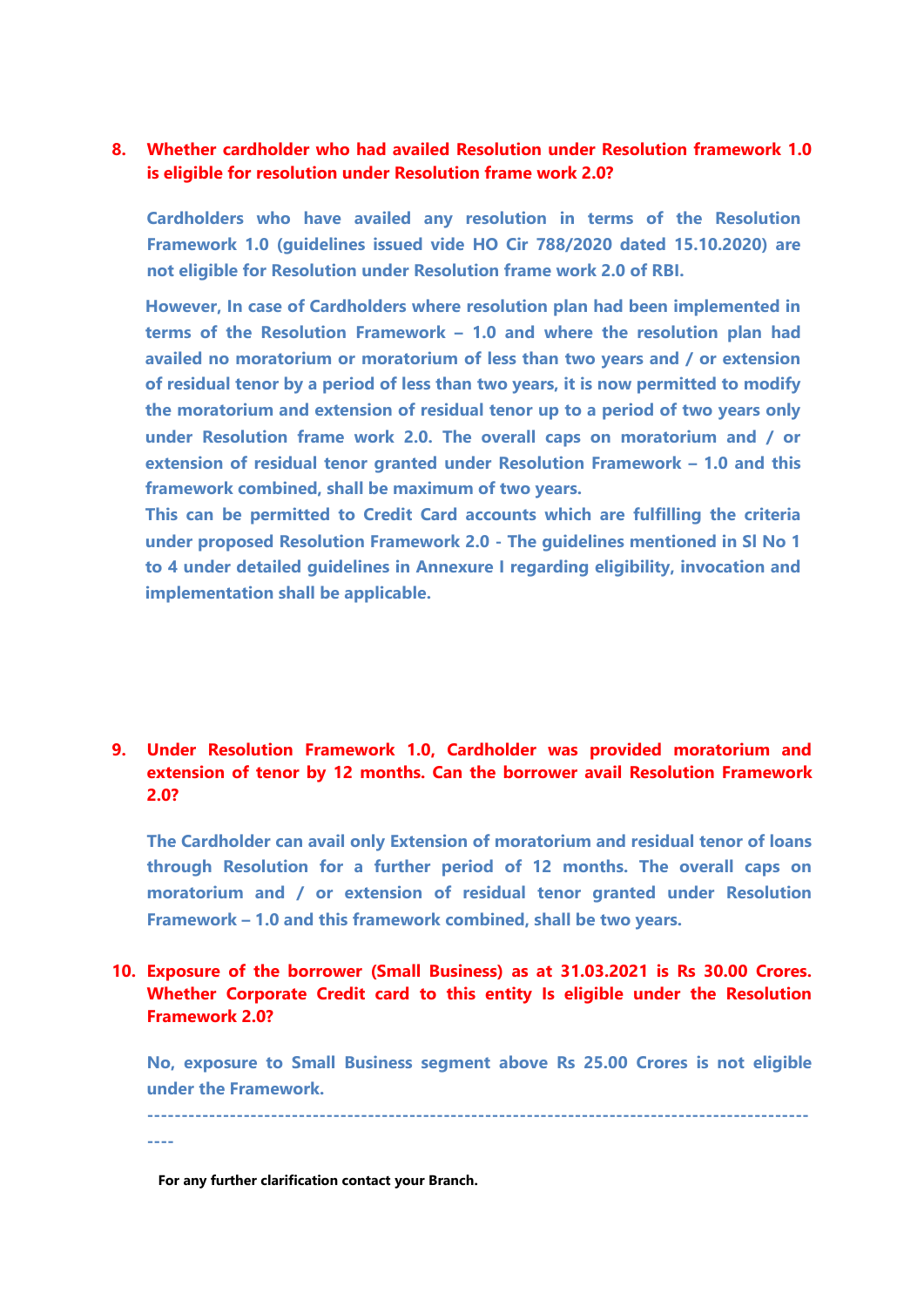8. **Whether cardholder who had availed Resolution under Resolution framework 1.0 is eligible for resolution under Resolution frame work 2.0?**

   **Cardholders who have availed any resolution in terms of the Resolution Framework 1.0 (guidelines issued vide HO Cir 788/2020 dated 15.10.2020) are not eligible for Resolution under Resolution frame work 2.0 of RBI.**

   **However, In case of Cardholders where resolution plan had been implemented in terms of the Resolution Framework – 1.0 and where the resolution plan had availed no moratorium or moratorium of less than two years and / or extension of residual tenor by a period of less than two years, it is now permitted to modify the moratorium and extension of residual tenor up to a period of two years only under Resolution frame work 2.0. The overall caps on moratorium and / or extension of residual tenor granted under Resolution Framework – 1.0 and this framework combined, shall be maximum of two years.**
   **This can be permitted to Credit Card accounts which are fulfilling the criteria under proposed Resolution Framework 2.0 - The guidelines mentioned in Sl No 1 to 4 under detailed guidelines in Annexure I regarding eligibility, invocation and implementation shall be applicable.**

9. **Under Resolution Framework 1.0, Cardholder was provided moratorium and extension of tenor by 12 months. Can the borrower avail Resolution Framework 2.0?**

   **The Cardholder can avail only Extension of moratorium and residual tenor of loans through Resolution for a further period of 12 months. The overall caps on moratorium and / or extension of residual tenor granted under Resolution Framework – 1.0 and this framework combined, shall be two years.**

10. **Exposure of the borrower (Small Business) as at 31.03.2021 is Rs 30.00 Crores. Whether Corporate Credit card to this entity Is eligible under the Resolution Framework 2.0?**

    **No, exposure to Small Business segment above Rs 25.00 Crores is not eligible under the Framework.**

---

**For any further clarification contact your Branch.**